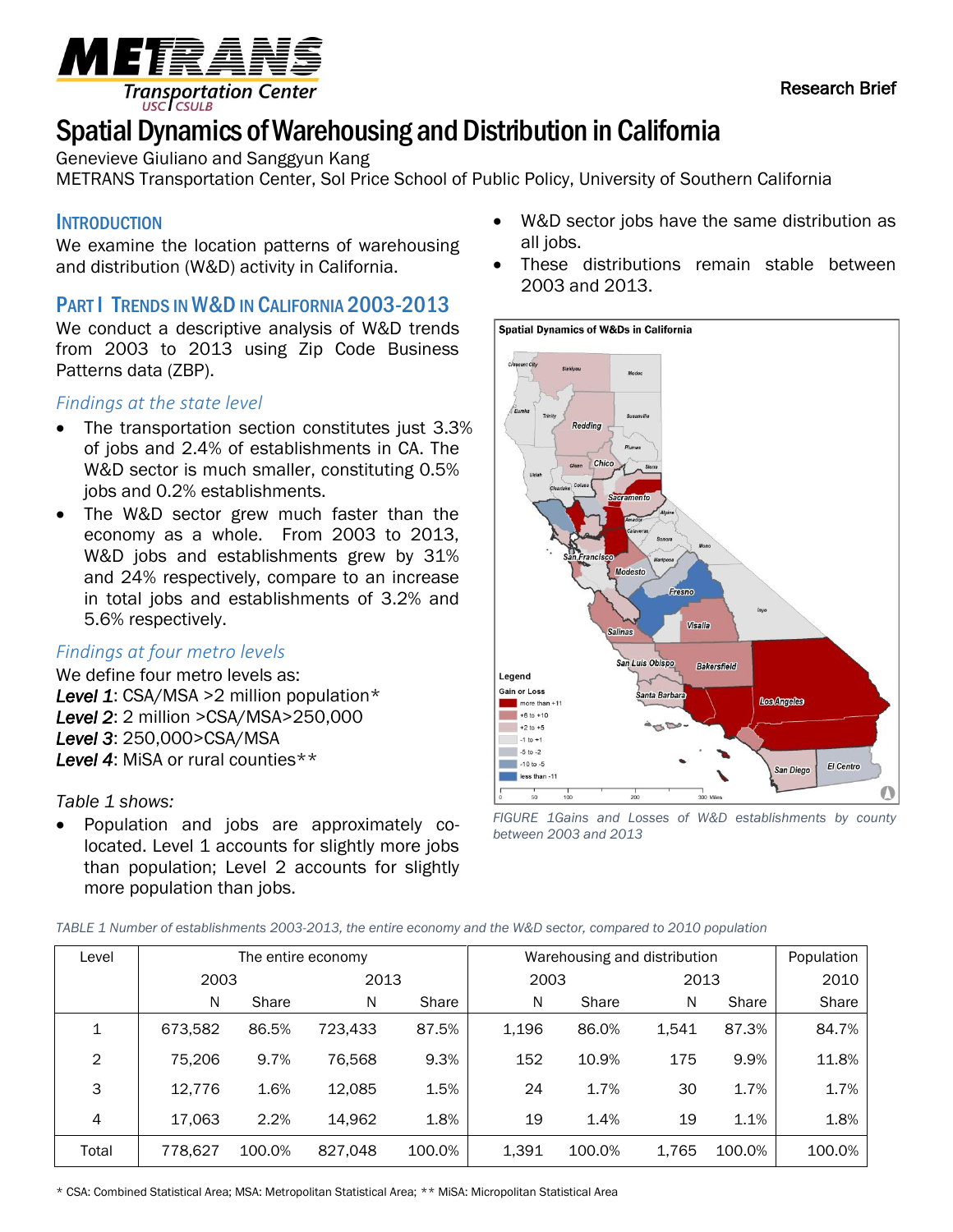Research Brief

# Spatial Dynamics of Warehousing and Distribution in California

Genevieve Giuliano and Sanggyun Kang

METRANS Transportation Center, Sol Price School of Public Policy, University of Southern California

## Introduction

We examine the location patterns of warehousing and distribution (W&D) activity in California.

## Part I Trends in W&D in California 2003-2013

We conduct a descriptive analysis of W&D trends from 2003 to 2013 using Zip Code Business Patterns data (ZBP).

### *Findings at the state level*

- The transportation section constitutes just 3.3% of jobs and 2.4% of establishments in CA. The W&D sector is much smaller, constituting 0.5% jobs and 0.2% establishments.
- The W&D sector grew much faster than the economy as a whole. From 2003 to 2013, W&D jobs and establishments grew by 31% and 24% respectively, compare to an increase in total jobs and establishments of 3.2% and 5.6% respectively.

### *Findings at four metro levels*

We define four metro levels as:

***Level 1***: CSA/MSA >2 million population*
***Level 2***: 2 million >CSA/MSA>250,000
***Level 3***: 250,000>CSA/MSA
***Level 4***: MiSA or rural counties**

*Table 1 shows:*

- Population and jobs are approximately co-located. Level 1 accounts for slightly more jobs than population; Level 2 accounts for slightly more population than jobs.
- W&D sector jobs have the same distribution as all jobs.
- These distributions remain stable between 2003 and 2013.

*FIGURE 1Gains and Losses of W&D establishments by county between 2003 and 2013*

*TABLE 1 Number of establishments 2003-2013, the entire economy and the W&D sector, compared to 2010 population*

| Level | The entire economy | | | | Warehousing and distribution | | | | Population |
|---|---|---|---|---|---|---|---|---|---|
| | 2003 | | 2013 | | 2003 | | 2013 | | 2010 |
| | N | Share | N | Share | N | Share | N | Share | Share |
| 1 | 673,582 | 86.5% | 723,433 | 87.5% | 1,196 | 86.0% | 1,541 | 87.3% | 84.7% |
| 2 | 75,206 | 9.7% | 76,568 | 9.3% | 152 | 10.9% | 175 | 9.9% | 11.8% |
| 3 | 12,776 | 1.6% | 12,085 | 1.5% | 24 | 1.7% | 30 | 1.7% | 1.7% |
| 4 | 17,063 | 2.2% | 14,962 | 1.8% | 19 | 1.4% | 19 | 1.1% | 1.8% |
| Total | 778,627 | 100.0% | 827,048 | 100.0% | 1,391 | 100.0% | 1,765 | 100.0% | 100.0% |

* CSA: Combined Statistical Area; MSA: Metropolitan Statistical Area; ** MiSA: Micropolitan Statistical Area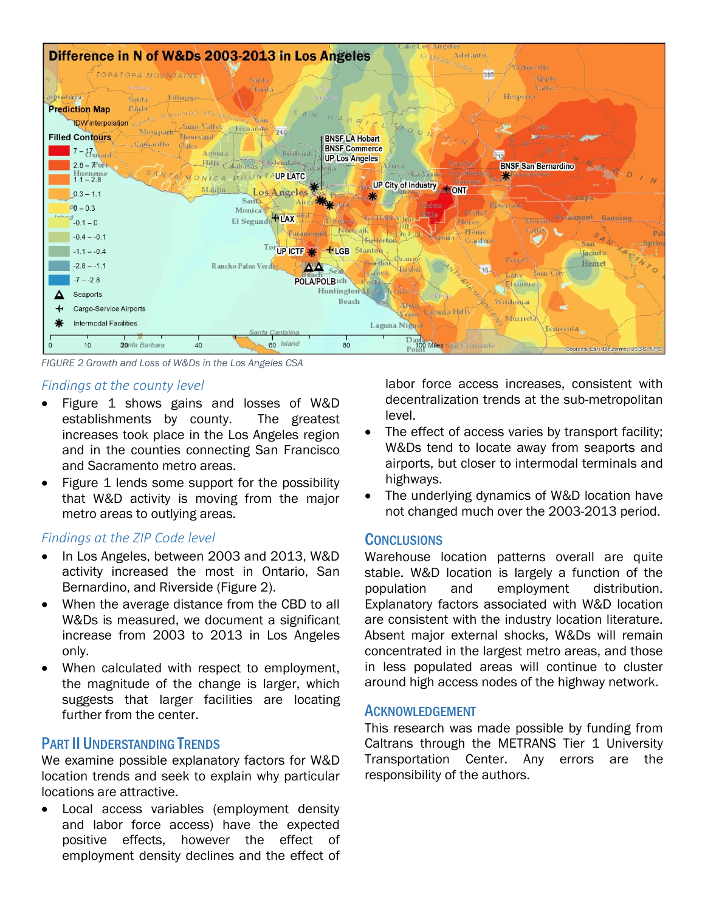Difference in N of W&Ds 2003-2013 in Los Angeles

Prediction Map

IDW interpolation

Filled Contours

7 – 17

2.8 – 7

1.1 – 2.8

0.3 – 1.1

0 – 0.3

-0.1 – 0

-0.4 – -0.1

-1.1 – -0.4

-2.8 – -1.1

-7 – -2.8

Seaports

Cargo-Service Airports

Intermodal Facilities

BNSF LA Hobart

BNSF Commerce

UP Los Angeles

UP LATC

UP City of Industry

ONT

BNSF San Bernardino

LAX

UP ICTF

LGB

POLA/POLB

0 10 20 40 60 80 100 Miles

Sources: Esri, DeLorme, USGS, NPS

FIGURE 2 Growth and Loss of W&Ds in the Los Angeles CSA

## *Findings at the county level*

- Figure 1 shows gains and losses of W&D establishments by county. The greatest increases took place in the Los Angeles region and in the counties connecting San Francisco and Sacramento metro areas.
- Figure 1 lends some support for the possibility that W&D activity is moving from the major metro areas to outlying areas.

## *Findings at the ZIP Code level*

- In Los Angeles, between 2003 and 2013, W&D activity increased the most in Ontario, San Bernardino, and Riverside (Figure 2).
- When the average distance from the CBD to all W&Ds is measured, we document a significant increase from 2003 to 2013 in Los Angeles only.
- When calculated with respect to employment, the magnitude of the change is larger, which suggests that larger facilities are locating further from the center.

## Part II Understanding Trends

We examine possible explanatory factors for W&D location trends and seek to explain why particular locations are attractive.

- Local access variables (employment density and labor force access) have the expected positive effects, however the effect of employment density declines and the effect of labor force access increases, consistent with decentralization trends at the sub-metropolitan level.
- The effect of access varies by transport facility; W&Ds tend to locate away from seaports and airports, but closer to intermodal terminals and highways.
- The underlying dynamics of W&D location have not changed much over the 2003-2013 period.

## Conclusions

Warehouse location patterns overall are quite stable. W&D location is largely a function of the population and employment distribution. Explanatory factors associated with W&D location are consistent with the industry location literature. Absent major external shocks, W&Ds will remain concentrated in the largest metro areas, and those in less populated areas will continue to cluster around high access nodes of the highway network.

## Acknowledgement

This research was made possible by funding from Caltrans through the METRANS Tier 1 University Transportation Center. Any errors are the responsibility of the authors.